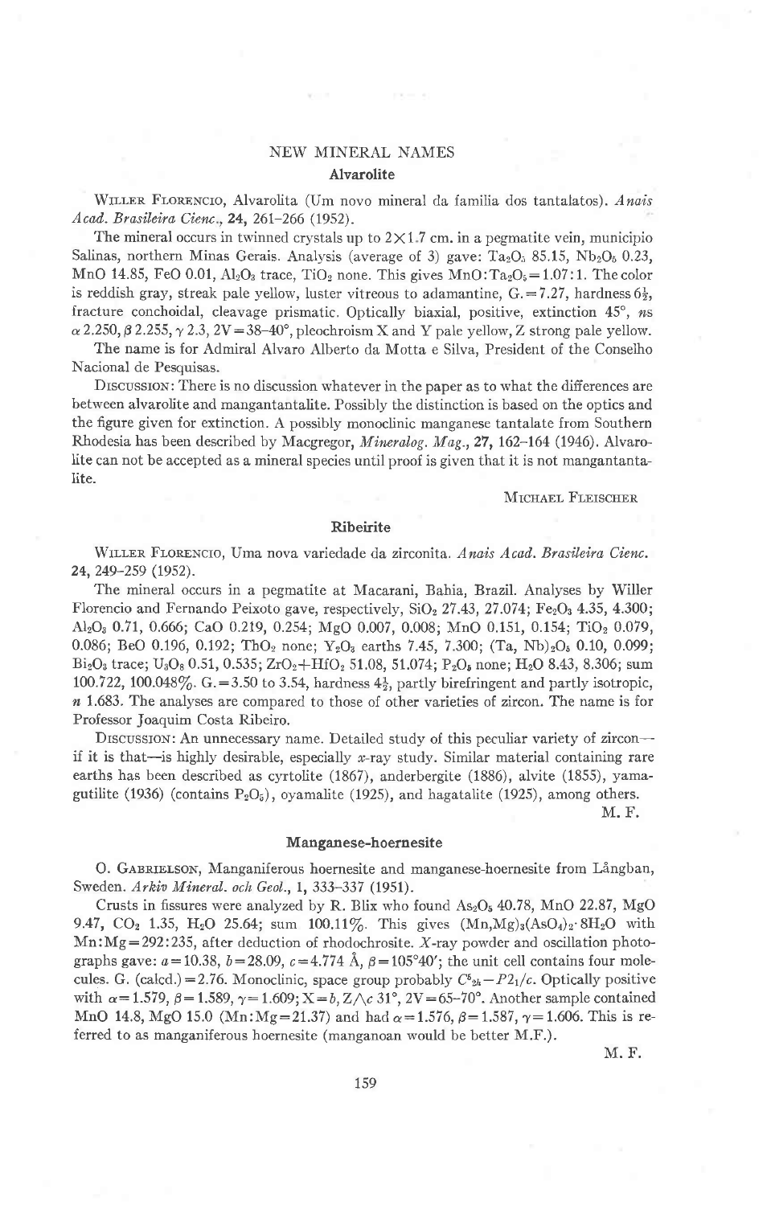# NEW MINERAL NAMES

## Alvarolite

WILLER FLORENCIO, Alvarolita (Um novo mineral da familia dos tantalatos). *Anais Acad. Brasileira Cienc.*, **24**, 261–266 (1952).

The mineral occurs in twinned crystals up to 2×1.7 cm. in a pegmatite vein, municipio Salinas, northern Minas Gerais. Analysis (average of 3) gave: $Ta_2O_5$ 85.15, $Nb_2O_5$ 0.23, MnO 14.85, FeO 0.01, $Al_2O_3$ trace, $TiO_2$ none. This gives $MnO:Ta_2O_5=1.07:1$. The color is reddish gray, streak pale yellow, luster vitreous to adamantine, G.=7.27, hardness 6½, fracture conchoidal, cleavage prismatic. Optically biaxial, positive, extinction 45°, *ns* $\alpha$ 2.250, $\beta$ 2.255, $\gamma$ 2.3, 2V=38–40°, pleochroism X and Y pale yellow, Z strong pale yellow.

The name is for Admiral Alvaro Alberto da Motta e Silva, President of the Conselho Nacional de Pesquisas.

DISCUSSION: There is no discussion whatever in the paper as to what the differences are between alvarolite and mangantantalite. Possibly the distinction is based on the optics and the figure given for extinction. A possibly monoclinic manganese tantalate from Southern Rhodesia has been described by Macgregor, *Mineralog. Mag.*, **27**, 162–164 (1946). Alvarolite can not be accepted as a mineral species until proof is given that it is not mangantantalite.

MICHAEL FLEISCHER

## Ribeirite

WILLER FLORENCIO, Uma nova variedade da zirconita. *Anais Acad. Brasileira Cienc.* **24**, 249–259 (1952).

The mineral occurs in a pegmatite at Macarani, Bahia, Brazil. Analyses by Willer Florencio and Fernando Peixoto gave, respectively, $SiO_2$ 27.43, 27.074; $Fe_2O_3$ 4.35, 4.300; $Al_2O_3$ 0.71, 0.666; CaO 0.219, 0.254; MgO 0.007, 0.008; MnO 0.151, 0.154; $TiO_2$ 0.079, 0.086; BeO 0.196, 0.192; $ThO_2$ none; $Y_2O_3$ earths 7.45, 7.300; $(Ta, Nb)_2O_5$ 0.10, 0.099; $Bi_2O_3$ trace; $U_3O_8$ 0.51, 0.535; $ZrO_2+HfO_2$ 51.08, 51.074; $P_2O_5$ none; $H_2O$ 8.43, 8.306; sum 100.722, 100.048%. G.=3.50 to 3.54, hardness 4½, partly birefringent and partly isotropic, *n* 1.683. The analyses are compared to those of other varieties of zircon. The name is for Professor Joaquim Costa Ribeiro.

DISCUSSION: An unnecessary name. Detailed study of this peculiar variety of zircon—if it is that—is highly desirable, especially *x*-ray study. Similar material containing rare earths has been described as cyrtolite (1867), anderbergite (1886), alvite (1855), yamagutilite (1936) (contains $P_2O_5$), oyamalite (1925), and hagatalite (1925), among others.

M. F.

## Manganese-hoernesite

O. GABRIELSON, Manganiferous hoernesite and manganese-hoernesite from Långban, Sweden. *Arkiv Mineral. och Geol.*, **1**, 333–337 (1951).

Crusts in fissures were analyzed by R. Blix who found $As_2O_5$ 40.78, MnO 22.87, MgO 9.47, $CO_2$ 1.35, $H_2O$ 25.64; sum 100.11%. This gives $(Mn,Mg)_3(AsO_4)_2\cdot 8H_2O$ with Mn:Mg=292:235, after deduction of rhodochrosite. *X*-ray powder and oscillation photographs gave: $a=10.38$, $b=28.09$, $c=4.774$ Å, $\beta=105°40'$; the unit cell contains four molecules. G. (calcd.)=2.76. Monoclinic, space group probably $C^5_{2h}-P2_1/c$. Optically positive with $\alpha=1.579$, $\beta=1.589$, $\gamma=1.609$; X=*b*, Z$\wedge$*c* 31°, 2V=65–70°. Another sample contained MnO 14.8, MgO 15.0 (Mn:Mg=21.37) and had $\alpha=1.576$, $\beta=1.587$, $\gamma=1.606$. This is referred to as manganiferous hoernesite (manganoan would be better M.F.).

M. F.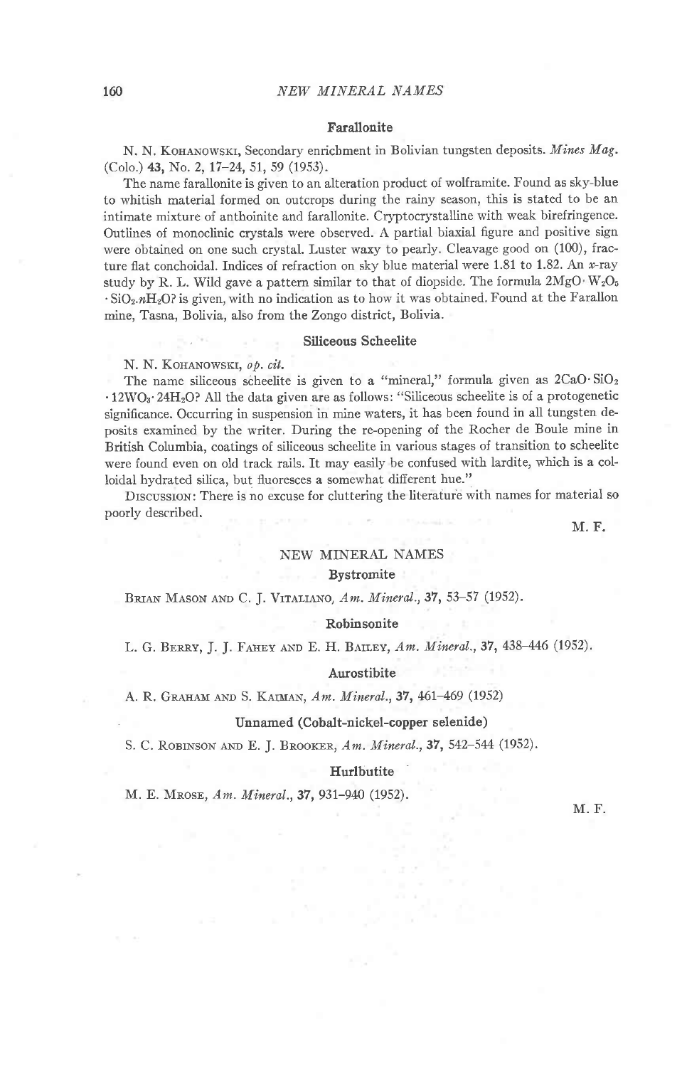## Farallonite

N. N. Kohanowski, Secondary enrichment in Bolivian tungsten deposits. *Mines Mag.* (Colo.) **43**, No. 2, 17–24, 51, 59 (1953).

The name farallonite is given to an alteration product of wolframite. Found as sky-blue to whitish material formed on outcrops during the rainy season, this is stated to be an intimate mixture of anthoinite and farallonite. Cryptocrystalline with weak birefringence. Outlines of monoclinic crystals were observed. A partial biaxial figure and positive sign were obtained on one such crystal. Luster waxy to pearly. Cleavage good on (100), fracture flat conchoidal. Indices of refraction on sky blue material were 1.81 to 1.82. An *x*-ray study by R. L. Wild gave a pattern similar to that of diopside. The formula $2MgO \cdot W_2O_5 \cdot SiO_2 . nH_2O$? is given, with no indication as to how it was obtained. Found at the Farallon mine, Tasna, Bolivia, also from the Zongo district, Bolivia.

## Siliceous Scheelite

N. N. Kohanowski, *op. cit.*

The name siliceous scheelite is given to a "mineral," formula given as $2CaO \cdot SiO_2 \cdot 12WO_3 \cdot 24H_2O$? All the data given are as follows: "Siliceous scheelite is of a protogenetic significance. Occurring in suspension in mine waters, it has been found in all tungsten deposits examined by the writer. During the re-opening of the Rocher de Boule mine in British Columbia, coatings of siliceous scheelite in various stages of transition to scheelite were found even on old track rails. It may easily be confused with lardite, which is a colloidal hydrated silica, but fluoresces a somewhat different hue."

Discussion: There is no excuse for cluttering the literature with names for material so poorly described.

M. F.

# NEW MINERAL NAMES

## Bystromite

Brian Mason and C. J. Vitaliano, *Am. Mineral.*, **37**, 53–57 (1952).

## Robinsonite

L. G. Berry, J. J. Fahey and E. H. Bailey, *Am. Mineral.*, **37**, 438–446 (1952).

## Aurostibite

A. R. Graham and S. Kaiman, *Am. Mineral.*, **37**, 461–469 (1952)

## Unnamed (Cobalt-nickel-copper selenide)

S. C. Robinson and E. J. Brooker, *Am. Mineral.*, **37**, 542–544 (1952).

## Hurlbutite

M. E. Mrose, *Am. Mineral.*, **37**, 931–940 (1952).

M. F.